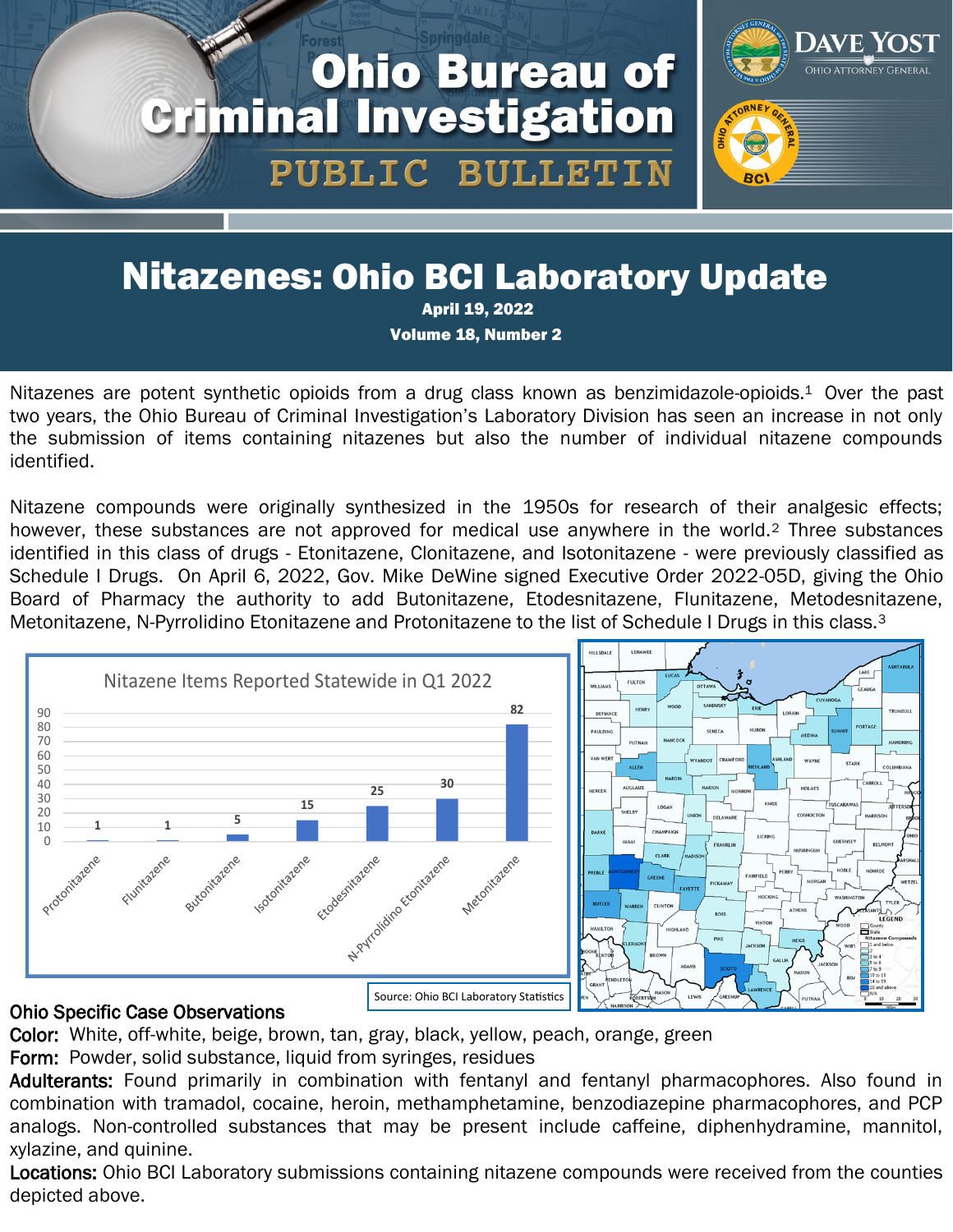# Ohio Bureau of Criminal Investigation

## PUBLIC BULLETIN

DAVE YOST
OHIO ATTORNEY GENERAL

# Nitazenes: Ohio BCI Laboratory Update

**April 19, 2022**

**Volume 18, Number 2**

Nitazenes are potent synthetic opioids from a drug class known as benzimidazole-opioids.[1] Over the past two years, the Ohio Bureau of Criminal Investigation's Laboratory Division has seen an increase in not only the submission of items containing nitazenes but also the number of individual nitazene compounds identified.

Nitazene compounds were originally synthesized in the 1950s for research of their analgesic effects; however, these substances are not approved for medical use anywhere in the world.[2] Three substances identified in this class of drugs - Etonitazene, Clonitazene, and Isotonitazene - were previously classified as Schedule I Drugs. On April 6, 2022, Gov. Mike DeWine signed Executive Order 2022-05D, giving the Ohio Board of Pharmacy the authority to add Butonitazene, Etodesnitazene, Flunitazene, Metodesnitazene, Metonitazene, N-Pyrrolidino Etonitazene and Protonitazene to the list of Schedule I Drugs in this class.[3]

**Nitazene Items Reported Statewide in Q1 2022**

| Compound | Items |
|---|---|
| Protonitazene | 1 |
| Flunitazene | 1 |
| Butonitazene | 5 |
| Isotonitazene | 15 |
| Etodesnitazene | 25 |
| N-Pyrrolidino Etonitazene | 30 |
| Metonitazene | 82 |

Source: Ohio BCI Laboratory Statistics

## Ohio Specific Case Observations

**Color:** White, off-white, beige, brown, tan, gray, black, yellow, peach, orange, green

**Form:** Powder, solid substance, liquid from syringes, residues

**Adulterants:** Found primarily in combination with fentanyl and fentanyl pharmacophores. Also found in combination with tramadol, cocaine, heroin, methamphetamine, benzodiazepine pharmacophores, and PCP analogs. Non-controlled substances that may be present include caffeine, diphenhydramine, mannitol, xylazine, and quinine.

**Locations:** Ohio BCI Laboratory submissions containing nitazene compounds were received from the counties depicted above.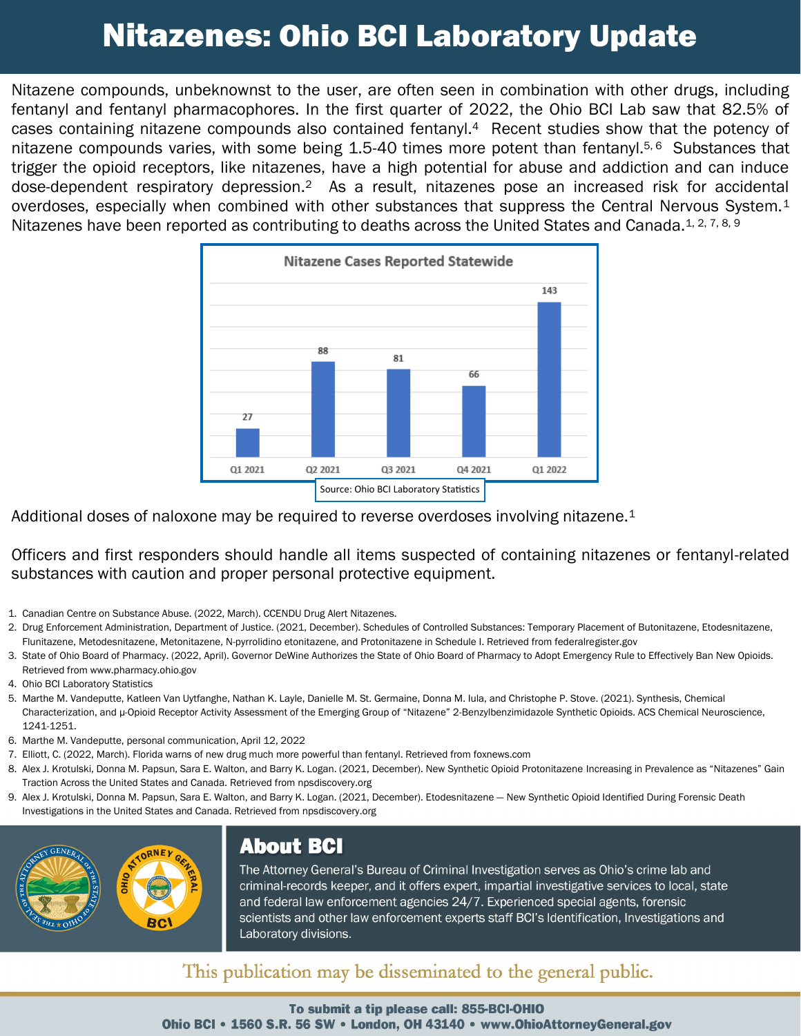// Nitazenes: Ohio BCI Laboratory Update

Nitazene compounds, unbeknownst to the user, are often seen in combination with other drugs, including fentanyl and fentanyl pharmacophores. In the first quarter of 2022, the Ohio BCI Lab saw that 82.5% of cases containing nitazene compounds also contained fentanyl.[4] Recent studies show that the potency of nitazene compounds varies, with some being 1.5-40 times more potent than fentanyl.[5, 6] Substances that trigger the opioid receptors, like nitazenes, have a high potential for abuse and addiction and can induce dose-dependent respiratory depression.[2] As a result, nitazenes pose an increased risk for accidental overdoses, especially when combined with other substances that suppress the Central Nervous System.[1] Nitazenes have been reported as contributing to deaths across the United States and Canada.[1, 2, 7, 8, 9]

Nitazene Cases Reported Statewide

143
88
81
66
27

Q1 2021
Q2 2021
Q3 2021
Q4 2021
Q1 2022

Source: Ohio BCI Laboratory Statistics

Additional doses of naloxone may be required to reverse overdoses involving nitazene.[1]

Officers and first responders should handle all items suspected of containing nitazenes or fentanyl-related substances with caution and proper personal protective equipment.

1. Canadian Centre on Substance Abuse. (2022, March). CCENDU Drug Alert Nitazenes.
2. Drug Enforcement Administration, Department of Justice. (2021, December). Schedules of Controlled Substances: Temporary Placement of Butonitazene, Etodesnitazene, Flunitazene, Metodesnitazene, Metonitazene, N-pyrrolidino etonitazene, and Protonitazene in Schedule I. Retrieved from federalregister.gov
3. State of Ohio Board of Pharmacy. (2022, April). Governor DeWine Authorizes the State of Ohio Board of Pharmacy to Adopt Emergency Rule to Effectively Ban New Opioids. Retrieved from www.pharmacy.ohio.gov
4. Ohio BCI Laboratory Statistics
5. Marthe M. Vandeputte, Katleen Van Uytfanghe, Nathan K. Layle, Danielle M. St. Germaine, Donna M. Iula, and Christophe P. Stove. (2021). Synthesis, Chemical Characterization, and μ-Opioid Receptor Activity Assessment of the Emerging Group of "Nitazene" 2-Benzylbenzimidazole Synthetic Opioids. ACS Chemical Neuroscience, 1241-1251.
6. Marthe M. Vandeputte, personal communication, April 12, 2022
7. Elliott, C. (2022, March). Florida warns of new drug much more powerful than fentanyl. Retrieved from foxnews.com
8. Alex J. Krotulski, Donna M. Papsun, Sara E. Walton, and Barry K. Logan. (2021, December). New Synthetic Opioid Protonitazene Increasing in Prevalence as "Nitazenes" Gain Traction Across the United States and Canada. Retrieved from npsdiscovery.org
9. Alex J. Krotulski, Donna M. Papsun, Sara E. Walton, and Barry K. Logan. (2021, December). Etodesnitazene — New Synthetic Opioid Identified During Forensic Death Investigations in the United States and Canada. Retrieved from npsdiscovery.org

## About BCI

The Attorney General's Bureau of Criminal Investigation serves as Ohio's crime lab and criminal-records keeper, and it offers expert, impartial investigative services to local, state and federal law enforcement agencies 24/7. Experienced special agents, forensic scientists and other law enforcement experts staff BCI's Identification, Investigations and Laboratory divisions.

This publication may be disseminated to the general public.

**To submit a tip please call: 855-BCI-OHIO**

**Ohio BCI • 1560 S.R. 56 SW • London, OH 43140 • www.OhioAttorneyGeneral.gov**